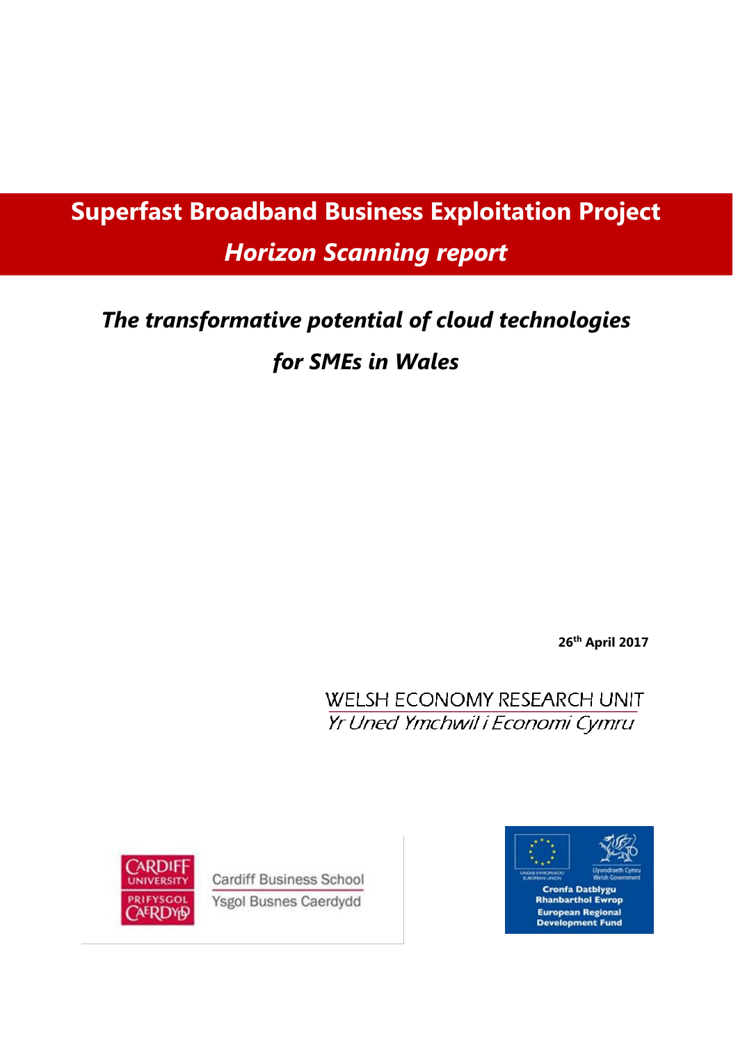# Superfast Broadband Business Exploitation Project

## *Horizon Scanning report*

## *The transformative potential of cloud technologies for SMEs in Wales*

**26th April 2017**

WELSH ECONOMY RESEARCH UNIT
*Yr Uned Ymchwil i Economi Cymru*

Cardiff University / Prifysgol Caerdydd

Cardiff Business School
Ysgol Busnes Caerdydd

Undeb Ewropeaidd / European Union
Llywodraeth Cymru / Welsh Government

**Cronfa Datblygu Rhanbarthol Ewrop**
**European Regional Development Fund**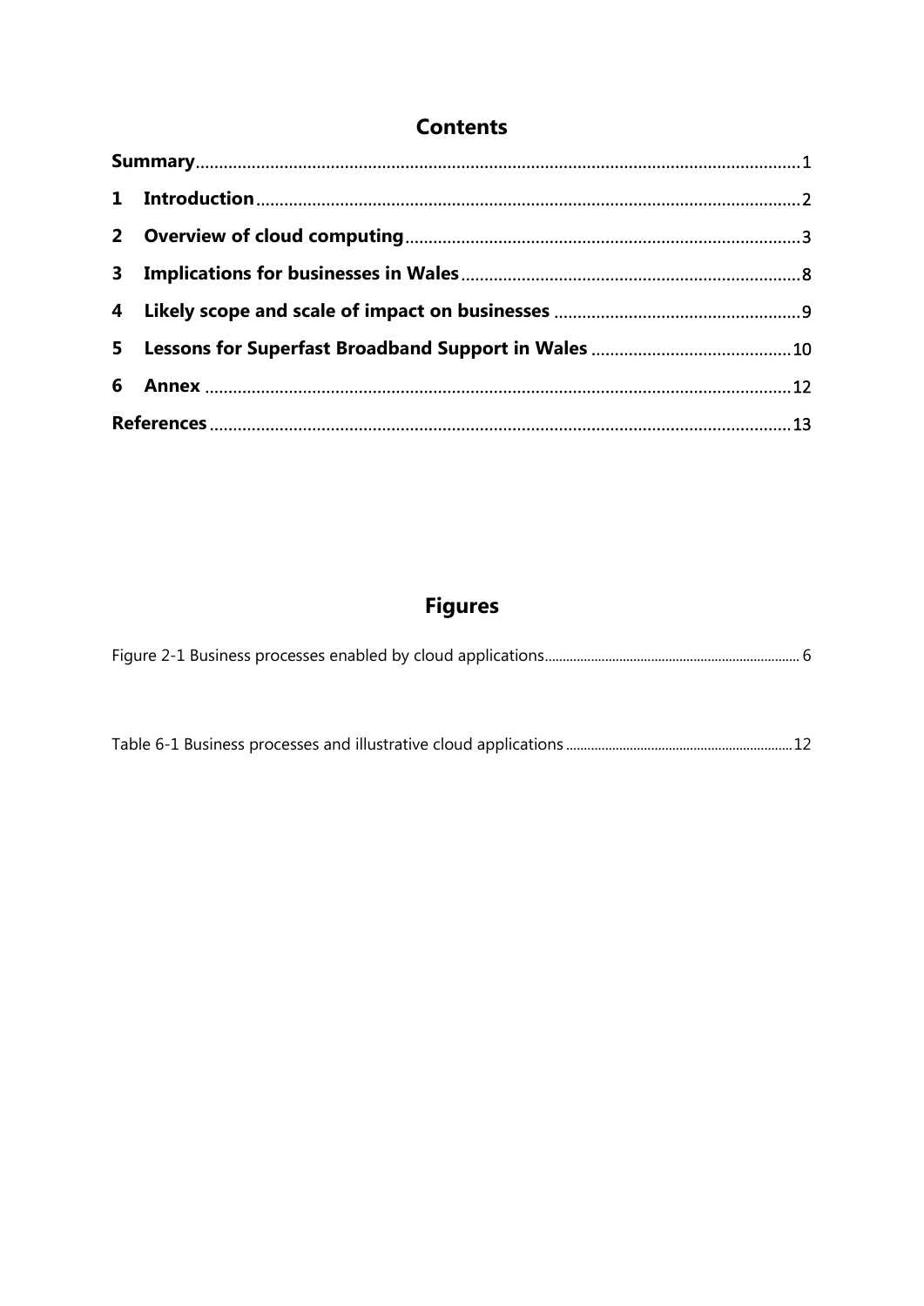## Contents

**Summary** 1

**1 Introduction** 2

**2 Overview of cloud computing** 3

**3 Implications for businesses in Wales** 8

**4 Likely scope and scale of impact on businesses** 9

**5 Lessons for Superfast Broadband Support in Wales** 10

**6 Annex** 12

**References** 13

## Figures

Figure 2-1 Business processes enabled by cloud applications 6

Table 6-1 Business processes and illustrative cloud applications 12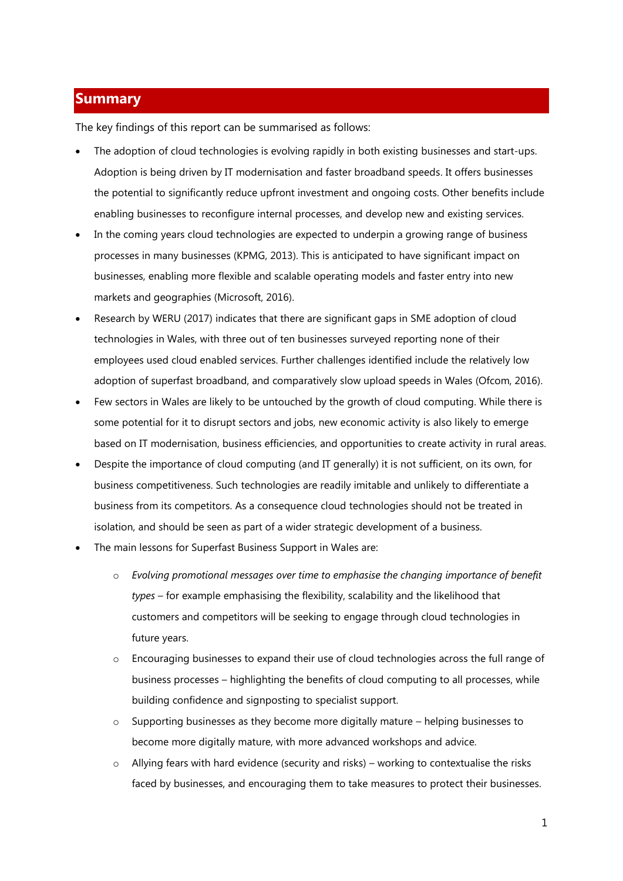## Summary

The key findings of this report can be summarised as follows:

- The adoption of cloud technologies is evolving rapidly in both existing businesses and start-ups. Adoption is being driven by IT modernisation and faster broadband speeds. It offers businesses the potential to significantly reduce upfront investment and ongoing costs. Other benefits include enabling businesses to reconfigure internal processes, and develop new and existing services.
- In the coming years cloud technologies are expected to underpin a growing range of business processes in many businesses (KPMG, 2013). This is anticipated to have significant impact on businesses, enabling more flexible and scalable operating models and faster entry into new markets and geographies (Microsoft, 2016).
- Research by WERU (2017) indicates that there are significant gaps in SME adoption of cloud technologies in Wales, with three out of ten businesses surveyed reporting none of their employees used cloud enabled services. Further challenges identified include the relatively low adoption of superfast broadband, and comparatively slow upload speeds in Wales (Ofcom, 2016).
- Few sectors in Wales are likely to be untouched by the growth of cloud computing. While there is some potential for it to disrupt sectors and jobs, new economic activity is also likely to emerge based on IT modernisation, business efficiencies, and opportunities to create activity in rural areas.
- Despite the importance of cloud computing (and IT generally) it is not sufficient, on its own, for business competitiveness. Such technologies are readily imitable and unlikely to differentiate a business from its competitors. As a consequence cloud technologies should not be treated in isolation, and should be seen as part of a wider strategic development of a business.
- The main lessons for Superfast Business Support in Wales are:
  - *Evolving promotional messages over time to emphasise the changing importance of benefit types* – for example emphasising the flexibility, scalability and the likelihood that customers and competitors will be seeking to engage through cloud technologies in future years.
  - Encouraging businesses to expand their use of cloud technologies across the full range of business processes – highlighting the benefits of cloud computing to all processes, while building confidence and signposting to specialist support.
  - Supporting businesses as they become more digitally mature – helping businesses to become more digitally mature, with more advanced workshops and advice.
  - Allying fears with hard evidence (security and risks) – working to contextualise the risks faced by businesses, and encouraging them to take measures to protect their businesses.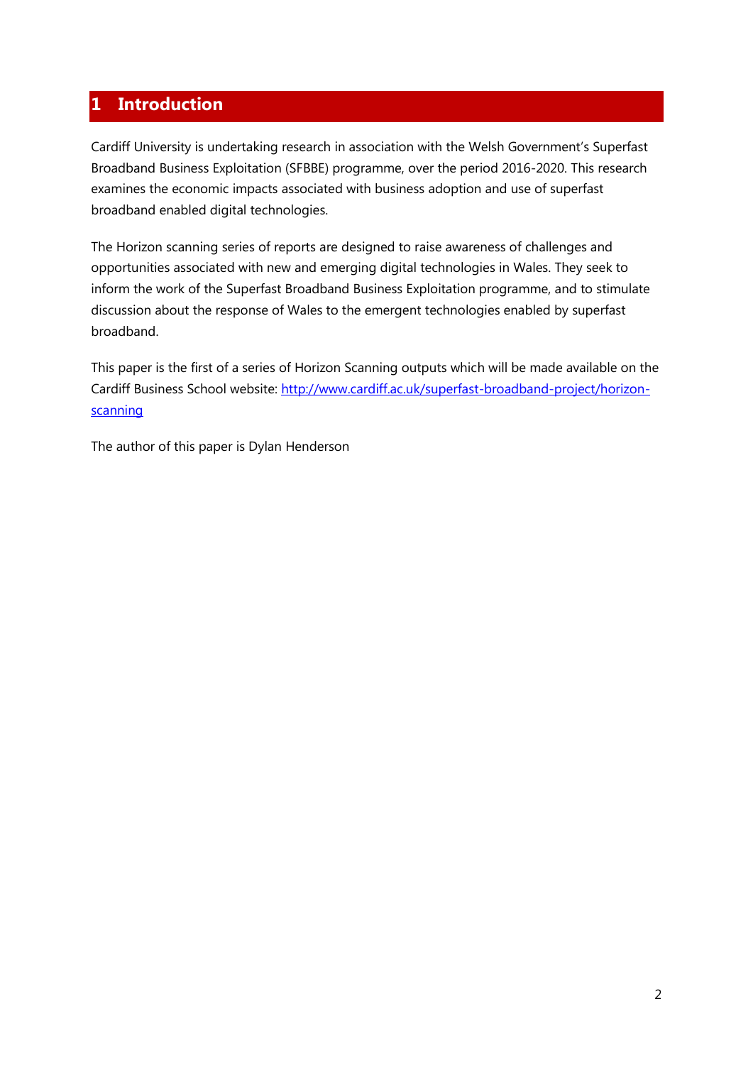# 1 Introduction

Cardiff University is undertaking research in association with the Welsh Government's Superfast Broadband Business Exploitation (SFBBE) programme, over the period 2016-2020. This research examines the economic impacts associated with business adoption and use of superfast broadband enabled digital technologies.

The Horizon scanning series of reports are designed to raise awareness of challenges and opportunities associated with new and emerging digital technologies in Wales. They seek to inform the work of the Superfast Broadband Business Exploitation programme, and to stimulate discussion about the response of Wales to the emergent technologies enabled by superfast broadband.

This paper is the first of a series of Horizon Scanning outputs which will be made available on the Cardiff Business School website: [http://www.cardiff.ac.uk/superfast-broadband-project/horizon-scanning](http://www.cardiff.ac.uk/superfast-broadband-project/horizon-scanning)

The author of this paper is Dylan Henderson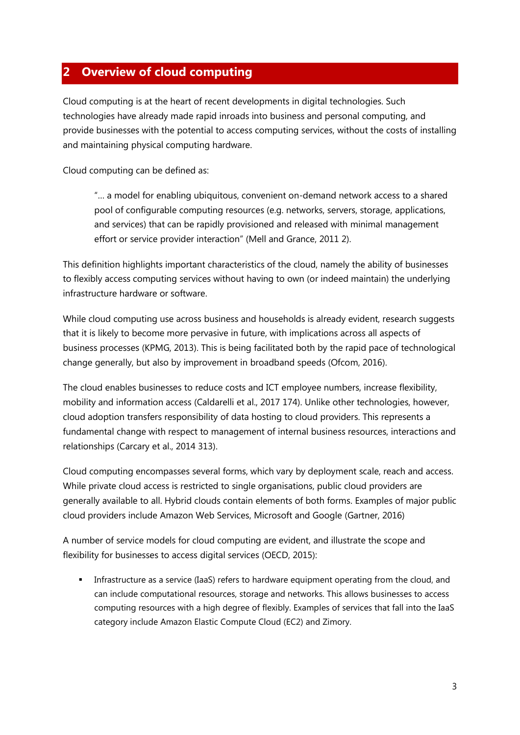# 2 Overview of cloud computing

Cloud computing is at the heart of recent developments in digital technologies. Such technologies have already made rapid inroads into business and personal computing, and provide businesses with the potential to access computing services, without the costs of installing and maintaining physical computing hardware.

Cloud computing can be defined as:

> "… a model for enabling ubiquitous, convenient on-demand network access to a shared pool of configurable computing resources (e.g. networks, servers, storage, applications, and services) that can be rapidly provisioned and released with minimal management effort or service provider interaction" (Mell and Grance, 2011 2).

This definition highlights important characteristics of the cloud, namely the ability of businesses to flexibly access computing services without having to own (or indeed maintain) the underlying infrastructure hardware or software.

While cloud computing use across business and households is already evident, research suggests that it is likely to become more pervasive in future, with implications across all aspects of business processes (KPMG, 2013). This is being facilitated both by the rapid pace of technological change generally, but also by improvement in broadband speeds (Ofcom, 2016).

The cloud enables businesses to reduce costs and ICT employee numbers, increase flexibility, mobility and information access (Caldarelli et al., 2017 174). Unlike other technologies, however, cloud adoption transfers responsibility of data hosting to cloud providers. This represents a fundamental change with respect to management of internal business resources, interactions and relationships (Carcary et al., 2014 313).

Cloud computing encompasses several forms, which vary by deployment scale, reach and access. While private cloud access is restricted to single organisations, public cloud providers are generally available to all. Hybrid clouds contain elements of both forms. Examples of major public cloud providers include Amazon Web Services, Microsoft and Google (Gartner, 2016)

A number of service models for cloud computing are evident, and illustrate the scope and flexibility for businesses to access digital services (OECD, 2015):

- Infrastructure as a service (IaaS) refers to hardware equipment operating from the cloud, and can include computational resources, storage and networks. This allows businesses to access computing resources with a high degree of flexibly. Examples of services that fall into the IaaS category include Amazon Elastic Compute Cloud (EC2) and Zimory.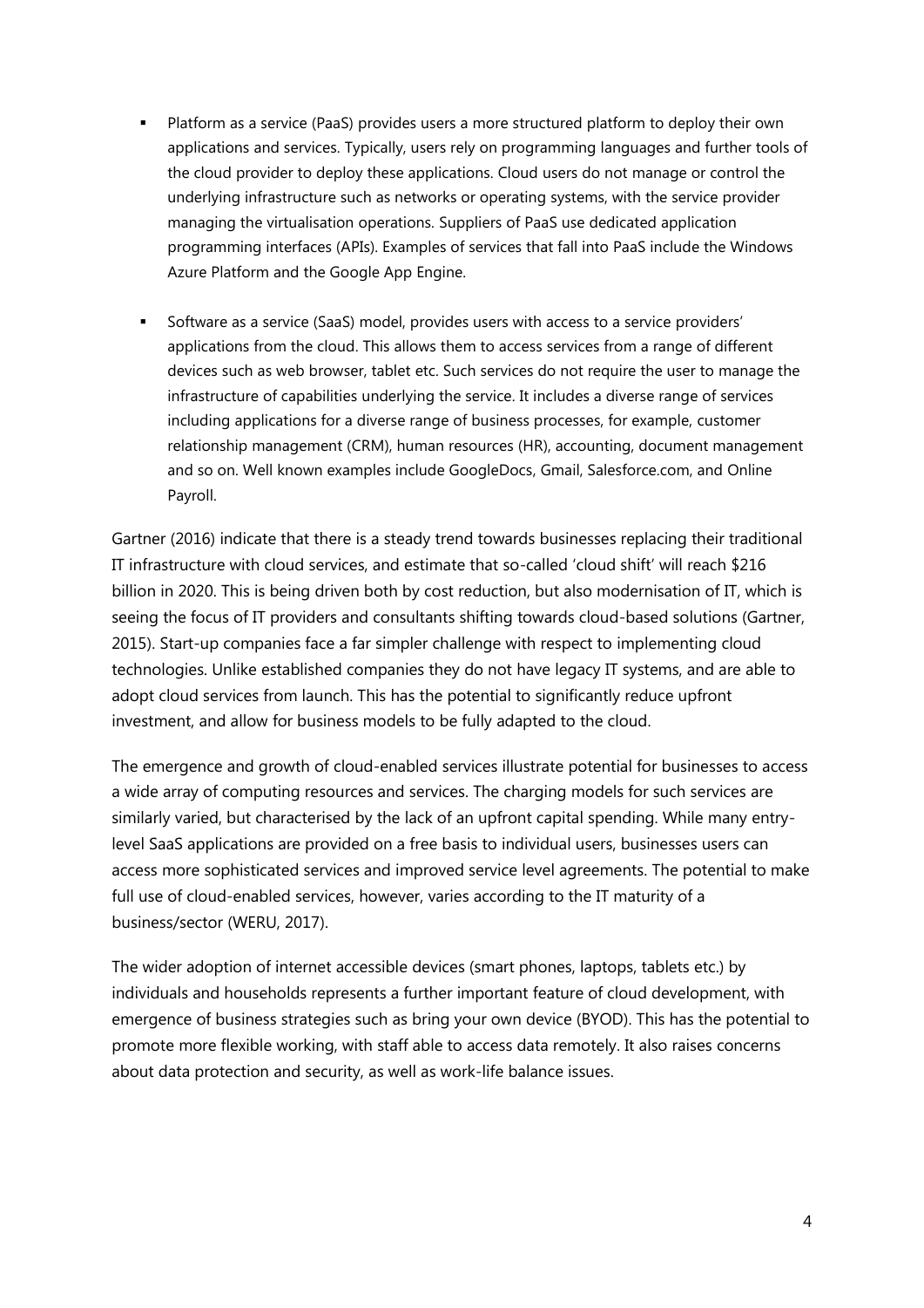- Platform as a service (PaaS) provides users a more structured platform to deploy their own applications and services. Typically, users rely on programming languages and further tools of the cloud provider to deploy these applications. Cloud users do not manage or control the underlying infrastructure such as networks or operating systems, with the service provider managing the virtualisation operations. Suppliers of PaaS use dedicated application programming interfaces (APIs). Examples of services that fall into PaaS include the Windows Azure Platform and the Google App Engine.

- Software as a service (SaaS) model, provides users with access to a service providers' applications from the cloud. This allows them to access services from a range of different devices such as web browser, tablet etc. Such services do not require the user to manage the infrastructure of capabilities underlying the service. It includes a diverse range of services including applications for a diverse range of business processes, for example, customer relationship management (CRM), human resources (HR), accounting, document management and so on. Well known examples include GoogleDocs, Gmail, Salesforce.com, and Online Payroll.

Gartner (2016) indicate that there is a steady trend towards businesses replacing their traditional IT infrastructure with cloud services, and estimate that so-called 'cloud shift' will reach $216 billion in 2020. This is being driven both by cost reduction, but also modernisation of IT, which is seeing the focus of IT providers and consultants shifting towards cloud-based solutions (Gartner, 2015). Start-up companies face a far simpler challenge with respect to implementing cloud technologies. Unlike established companies they do not have legacy IT systems, and are able to adopt cloud services from launch. This has the potential to significantly reduce upfront investment, and allow for business models to be fully adapted to the cloud.

The emergence and growth of cloud-enabled services illustrate potential for businesses to access a wide array of computing resources and services. The charging models for such services are similarly varied, but characterised by the lack of an upfront capital spending. While many entry-level SaaS applications are provided on a free basis to individual users, businesses users can access more sophisticated services and improved service level agreements. The potential to make full use of cloud-enabled services, however, varies according to the IT maturity of a business/sector (WERU, 2017).

The wider adoption of internet accessible devices (smart phones, laptops, tablets etc.) by individuals and households represents a further important feature of cloud development, with emergence of business strategies such as bring your own device (BYOD). This has the potential to promote more flexible working, with staff able to access data remotely. It also raises concerns about data protection and security, as well as work-life balance issues.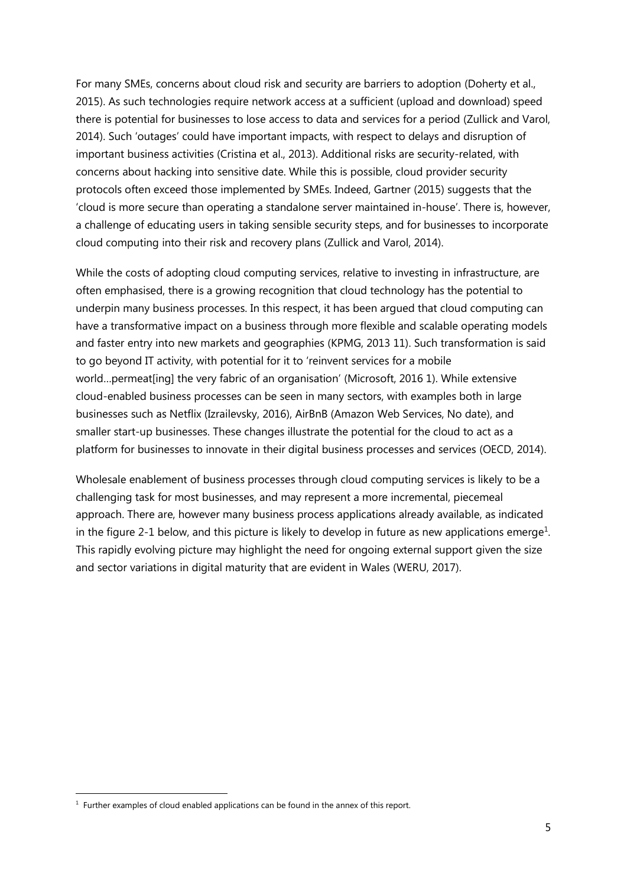For many SMEs, concerns about cloud risk and security are barriers to adoption (Doherty et al., 2015). As such technologies require network access at a sufficient (upload and download) speed there is potential for businesses to lose access to data and services for a period (Zullick and Varol, 2014). Such 'outages' could have important impacts, with respect to delays and disruption of important business activities (Cristina et al., 2013). Additional risks are security-related, with concerns about hacking into sensitive date. While this is possible, cloud provider security protocols often exceed those implemented by SMEs. Indeed, Gartner (2015) suggests that the 'cloud is more secure than operating a standalone server maintained in-house'. There is, however, a challenge of educating users in taking sensible security steps, and for businesses to incorporate cloud computing into their risk and recovery plans (Zullick and Varol, 2014).

While the costs of adopting cloud computing services, relative to investing in infrastructure, are often emphasised, there is a growing recognition that cloud technology has the potential to underpin many business processes. In this respect, it has been argued that cloud computing can have a transformative impact on a business through more flexible and scalable operating models and faster entry into new markets and geographies (KPMG, 2013 11). Such transformation is said to go beyond IT activity, with potential for it to 'reinvent services for a mobile world…permeat[ing] the very fabric of an organisation' (Microsoft, 2016 1). While extensive cloud-enabled business processes can be seen in many sectors, with examples both in large businesses such as Netflix (Izrailevsky, 2016), AirBnB (Amazon Web Services, No date), and smaller start-up businesses. These changes illustrate the potential for the cloud to act as a platform for businesses to innovate in their digital business processes and services (OECD, 2014).

Wholesale enablement of business processes through cloud computing services is likely to be a challenging task for most businesses, and may represent a more incremental, piecemeal approach. There are, however many business process applications already available, as indicated in the figure 2-1 below, and this picture is likely to develop in future as new applications emerge[1]. This rapidly evolving picture may highlight the need for ongoing external support given the size and sector variations in digital maturity that are evident in Wales (WERU, 2017).

[1] Further examples of cloud enabled applications can be found in the annex of this report.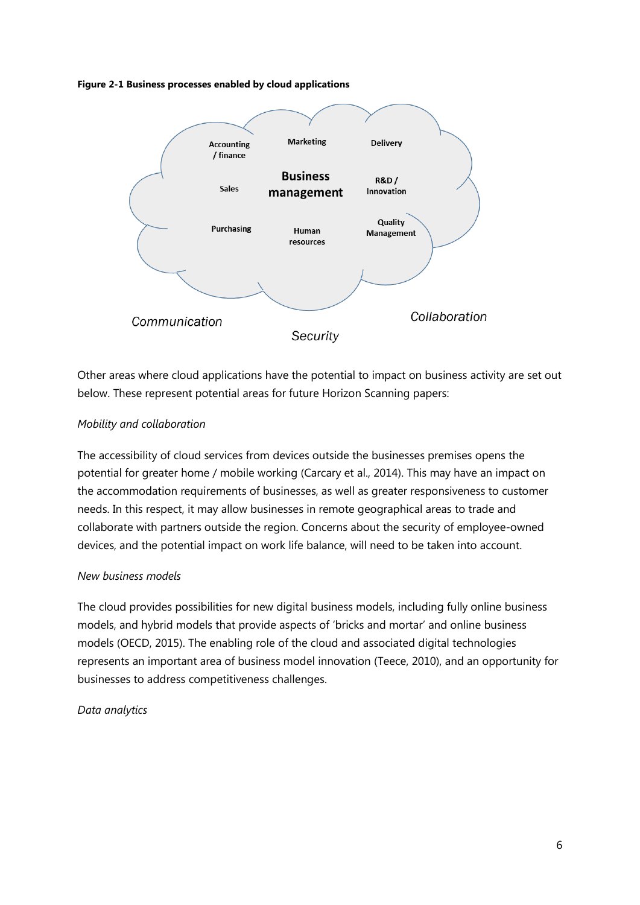**Figure 2-1 Business processes enabled by cloud applications**

Accounting / finance

Marketing

Delivery

Sales

**Business management**

R&D / Innovation

Purchasing

Human resources

Quality Management

*Communication*

*Collaboration*

*Security*

Other areas where cloud applications have the potential to impact on business activity are set out below. These represent potential areas for future Horizon Scanning papers:

*Mobility and collaboration*

The accessibility of cloud services from devices outside the businesses premises opens the potential for greater home / mobile working (Carcary et al., 2014). This may have an impact on the accommodation requirements of businesses, as well as greater responsiveness to customer needs. In this respect, it may allow businesses in remote geographical areas to trade and collaborate with partners outside the region. Concerns about the security of employee-owned devices, and the potential impact on work life balance, will need to be taken into account.

*New business models*

The cloud provides possibilities for new digital business models, including fully online business models, and hybrid models that provide aspects of 'bricks and mortar' and online business models (OECD, 2015). The enabling role of the cloud and associated digital technologies represents an important area of business model innovation (Teece, 2010), and an opportunity for businesses to address competitiveness challenges.

*Data analytics*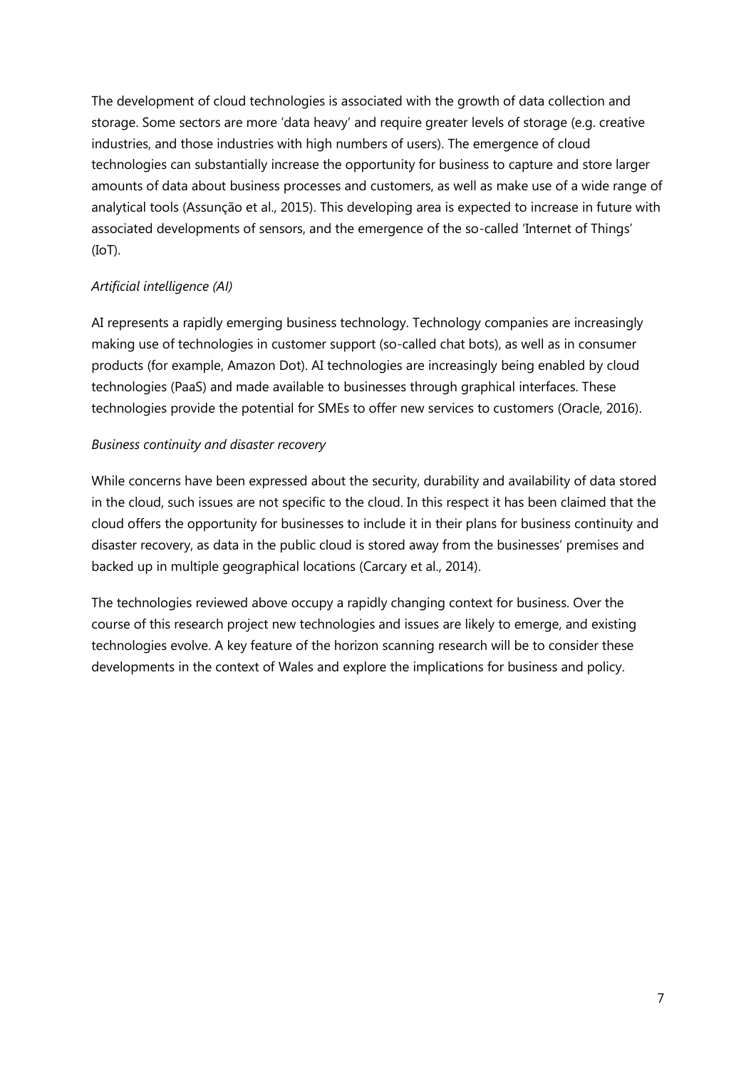The development of cloud technologies is associated with the growth of data collection and storage. Some sectors are more 'data heavy' and require greater levels of storage (e.g. creative industries, and those industries with high numbers of users). The emergence of cloud technologies can substantially increase the opportunity for business to capture and store larger amounts of data about business processes and customers, as well as make use of a wide range of analytical tools (Assunção et al., 2015). This developing area is expected to increase in future with associated developments of sensors, and the emergence of the so-called 'Internet of Things' (IoT).

*Artificial intelligence (AI)*

AI represents a rapidly emerging business technology. Technology companies are increasingly making use of technologies in customer support (so-called chat bots), as well as in consumer products (for example, Amazon Dot). AI technologies are increasingly being enabled by cloud technologies (PaaS) and made available to businesses through graphical interfaces. These technologies provide the potential for SMEs to offer new services to customers (Oracle, 2016).

*Business continuity and disaster recovery*

While concerns have been expressed about the security, durability and availability of data stored in the cloud, such issues are not specific to the cloud. In this respect it has been claimed that the cloud offers the opportunity for businesses to include it in their plans for business continuity and disaster recovery, as data in the public cloud is stored away from the businesses' premises and backed up in multiple geographical locations (Carcary et al., 2014).

The technologies reviewed above occupy a rapidly changing context for business. Over the course of this research project new technologies and issues are likely to emerge, and existing technologies evolve. A key feature of the horizon scanning research will be to consider these developments in the context of Wales and explore the implications for business and policy.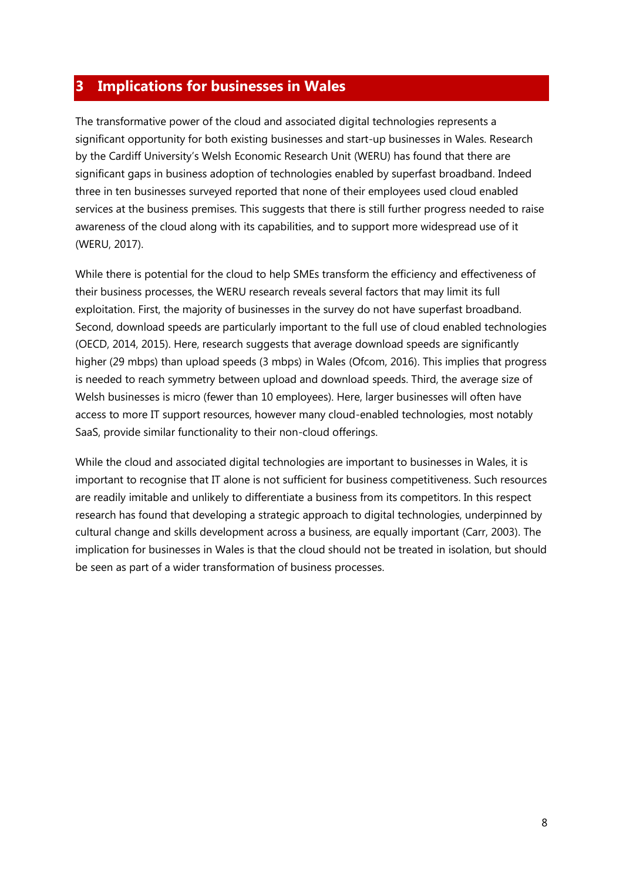# 3 Implications for businesses in Wales

The transformative power of the cloud and associated digital technologies represents a significant opportunity for both existing businesses and start-up businesses in Wales. Research by the Cardiff University's Welsh Economic Research Unit (WERU) has found that there are significant gaps in business adoption of technologies enabled by superfast broadband. Indeed three in ten businesses surveyed reported that none of their employees used cloud enabled services at the business premises. This suggests that there is still further progress needed to raise awareness of the cloud along with its capabilities, and to support more widespread use of it (WERU, 2017).

While there is potential for the cloud to help SMEs transform the efficiency and effectiveness of their business processes, the WERU research reveals several factors that may limit its full exploitation. First, the majority of businesses in the survey do not have superfast broadband. Second, download speeds are particularly important to the full use of cloud enabled technologies (OECD, 2014, 2015). Here, research suggests that average download speeds are significantly higher (29 mbps) than upload speeds (3 mbps) in Wales (Ofcom, 2016). This implies that progress is needed to reach symmetry between upload and download speeds. Third, the average size of Welsh businesses is micro (fewer than 10 employees). Here, larger businesses will often have access to more IT support resources, however many cloud-enabled technologies, most notably SaaS, provide similar functionality to their non-cloud offerings.

While the cloud and associated digital technologies are important to businesses in Wales, it is important to recognise that IT alone is not sufficient for business competitiveness. Such resources are readily imitable and unlikely to differentiate a business from its competitors. In this respect research has found that developing a strategic approach to digital technologies, underpinned by cultural change and skills development across a business, are equally important (Carr, 2003). The implication for businesses in Wales is that the cloud should not be treated in isolation, but should be seen as part of a wider transformation of business processes.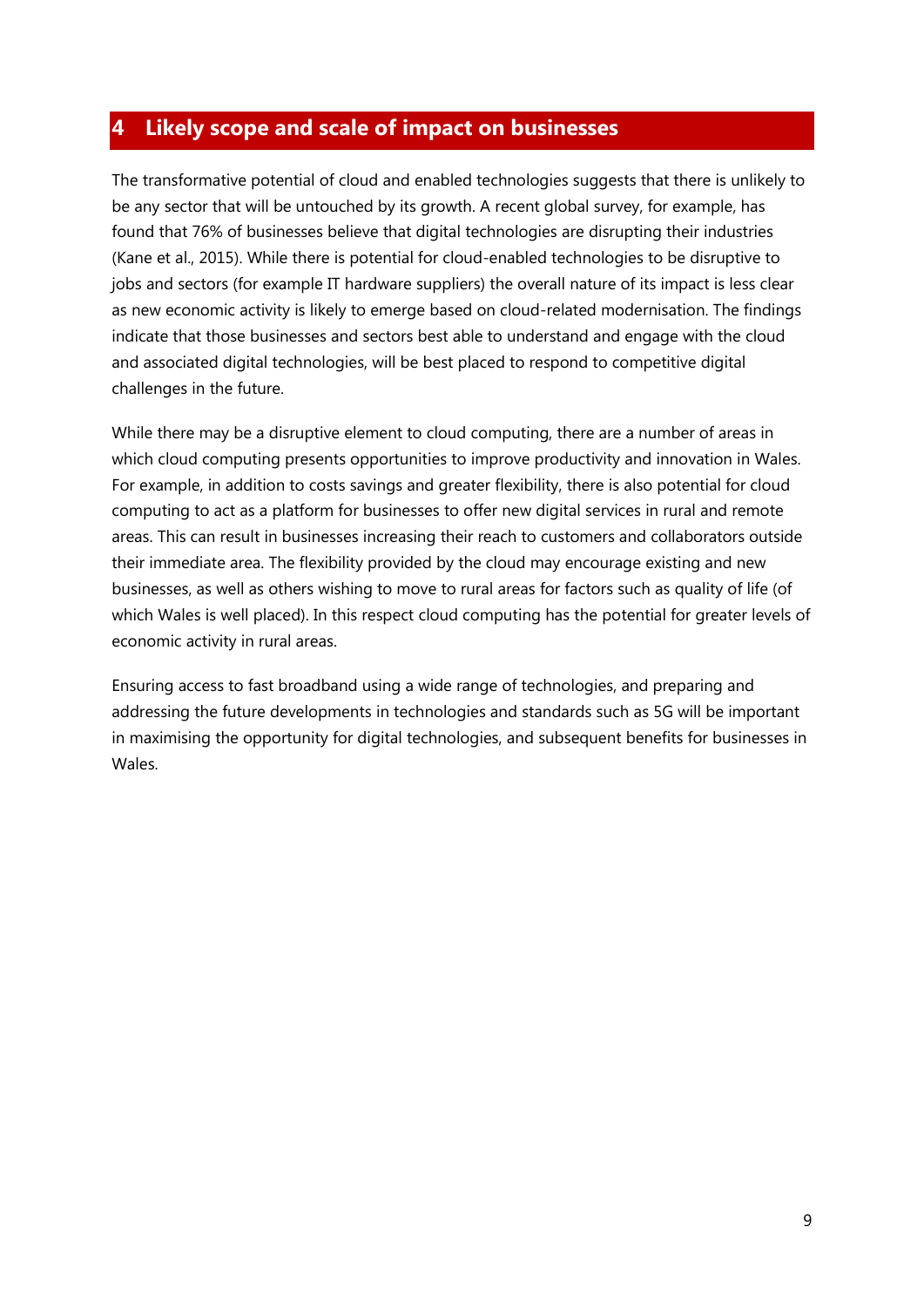## 4 Likely scope and scale of impact on businesses

The transformative potential of cloud and enabled technologies suggests that there is unlikely to be any sector that will be untouched by its growth. A recent global survey, for example, has found that 76% of businesses believe that digital technologies are disrupting their industries (Kane et al., 2015). While there is potential for cloud-enabled technologies to be disruptive to jobs and sectors (for example IT hardware suppliers) the overall nature of its impact is less clear as new economic activity is likely to emerge based on cloud-related modernisation. The findings indicate that those businesses and sectors best able to understand and engage with the cloud and associated digital technologies, will be best placed to respond to competitive digital challenges in the future.

While there may be a disruptive element to cloud computing, there are a number of areas in which cloud computing presents opportunities to improve productivity and innovation in Wales. For example, in addition to costs savings and greater flexibility, there is also potential for cloud computing to act as a platform for businesses to offer new digital services in rural and remote areas. This can result in businesses increasing their reach to customers and collaborators outside their immediate area. The flexibility provided by the cloud may encourage existing and new businesses, as well as others wishing to move to rural areas for factors such as quality of life (of which Wales is well placed). In this respect cloud computing has the potential for greater levels of economic activity in rural areas.

Ensuring access to fast broadband using a wide range of technologies, and preparing and addressing the future developments in technologies and standards such as 5G will be important in maximising the opportunity for digital technologies, and subsequent benefits for businesses in Wales.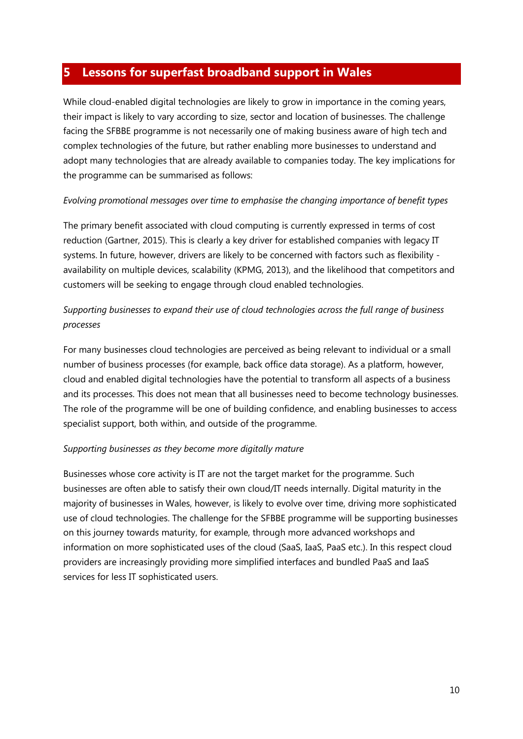# 5 Lessons for superfast broadband support in Wales

While cloud-enabled digital technologies are likely to grow in importance in the coming years, their impact is likely to vary according to size, sector and location of businesses. The challenge facing the SFBBE programme is not necessarily one of making business aware of high tech and complex technologies of the future, but rather enabling more businesses to understand and adopt many technologies that are already available to companies today. The key implications for the programme can be summarised as follows:

*Evolving promotional messages over time to emphasise the changing importance of benefit types*

The primary benefit associated with cloud computing is currently expressed in terms of cost reduction (Gartner, 2015). This is clearly a key driver for established companies with legacy IT systems. In future, however, drivers are likely to be concerned with factors such as flexibility - availability on multiple devices, scalability (KPMG, 2013), and the likelihood that competitors and customers will be seeking to engage through cloud enabled technologies.

*Supporting businesses to expand their use of cloud technologies across the full range of business processes*

For many businesses cloud technologies are perceived as being relevant to individual or a small number of business processes (for example, back office data storage). As a platform, however, cloud and enabled digital technologies have the potential to transform all aspects of a business and its processes. This does not mean that all businesses need to become technology businesses. The role of the programme will be one of building confidence, and enabling businesses to access specialist support, both within, and outside of the programme.

*Supporting businesses as they become more digitally mature*

Businesses whose core activity is IT are not the target market for the programme. Such businesses are often able to satisfy their own cloud/IT needs internally. Digital maturity in the majority of businesses in Wales, however, is likely to evolve over time, driving more sophisticated use of cloud technologies. The challenge for the SFBBE programme will be supporting businesses on this journey towards maturity, for example, through more advanced workshops and information on more sophisticated uses of the cloud (SaaS, IaaS, PaaS etc.). In this respect cloud providers are increasingly providing more simplified interfaces and bundled PaaS and IaaS services for less IT sophisticated users.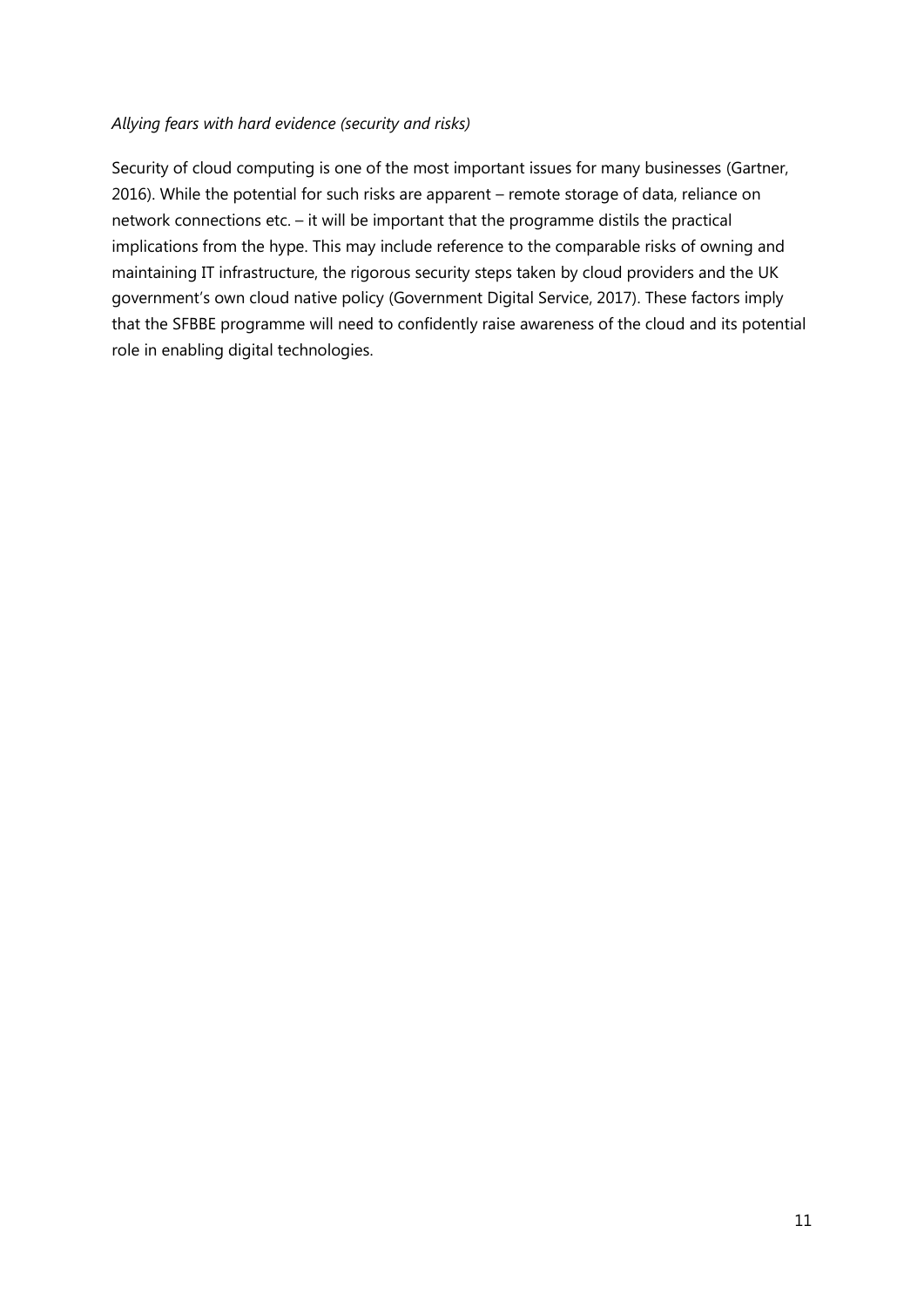*Allying fears with hard evidence (security and risks)*

Security of cloud computing is one of the most important issues for many businesses (Gartner, 2016). While the potential for such risks are apparent – remote storage of data, reliance on network connections etc. – it will be important that the programme distils the practical implications from the hype. This may include reference to the comparable risks of owning and maintaining IT infrastructure, the rigorous security steps taken by cloud providers and the UK government's own cloud native policy (Government Digital Service, 2017). These factors imply that the SFBBE programme will need to confidently raise awareness of the cloud and its potential role in enabling digital technologies.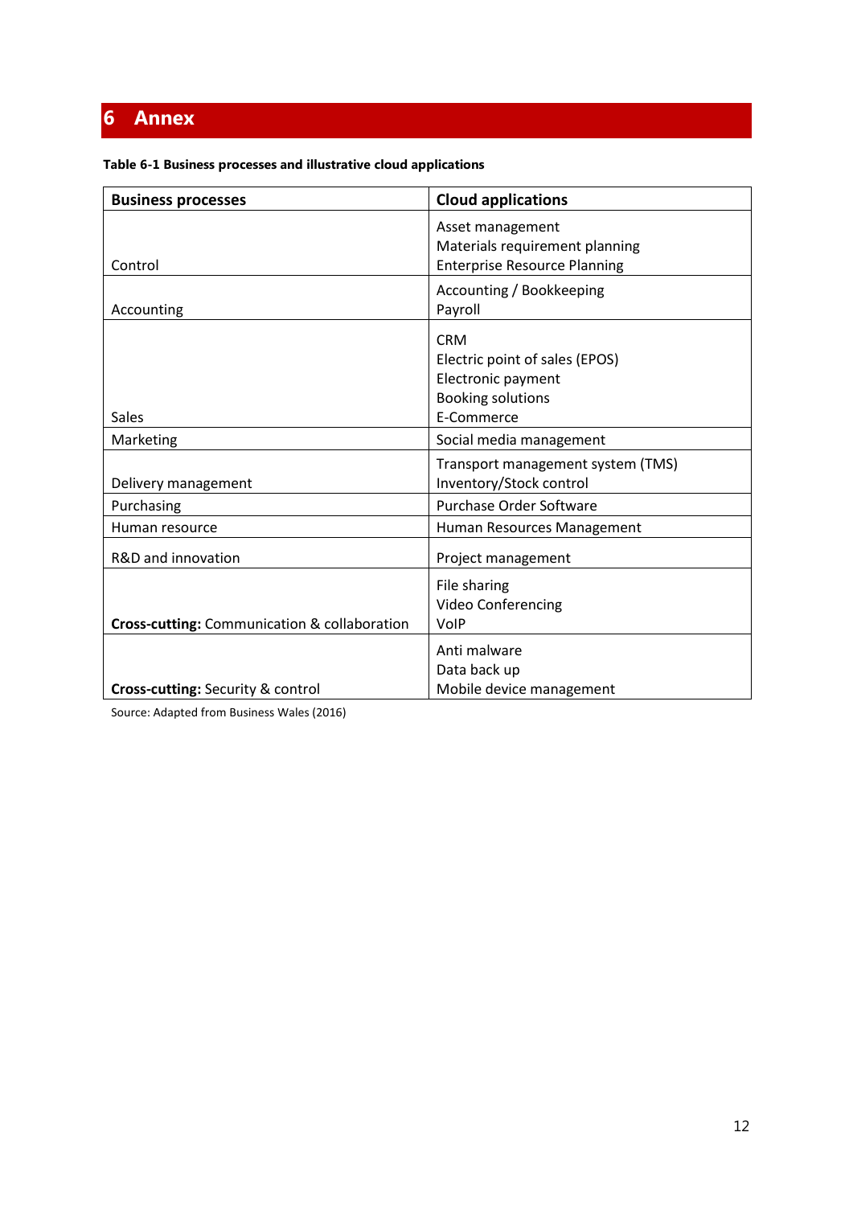# 6 Annex

**Table 6-1 Business processes and illustrative cloud applications**

| Business processes | Cloud applications |
|---|---|
| Control | Asset management<br>Materials requirement planning<br>Enterprise Resource Planning |
| Accounting | Accounting / Bookkeeping<br>Payroll |
| Sales | CRM<br>Electric point of sales (EPOS)<br>Electronic payment<br>Booking solutions<br>E-Commerce |
| Marketing | Social media management |
| Delivery management | Transport management system (TMS)<br>Inventory/Stock control |
| Purchasing | Purchase Order Software |
| Human resource | Human Resources Management |
| R&D and innovation | Project management |
| **Cross-cutting:** Communication & collaboration | File sharing<br>Video Conferencing<br>VoIP |
| **Cross-cutting:** Security & control | Anti malware<br>Data back up<br>Mobile device management |

Source: Adapted from Business Wales (2016)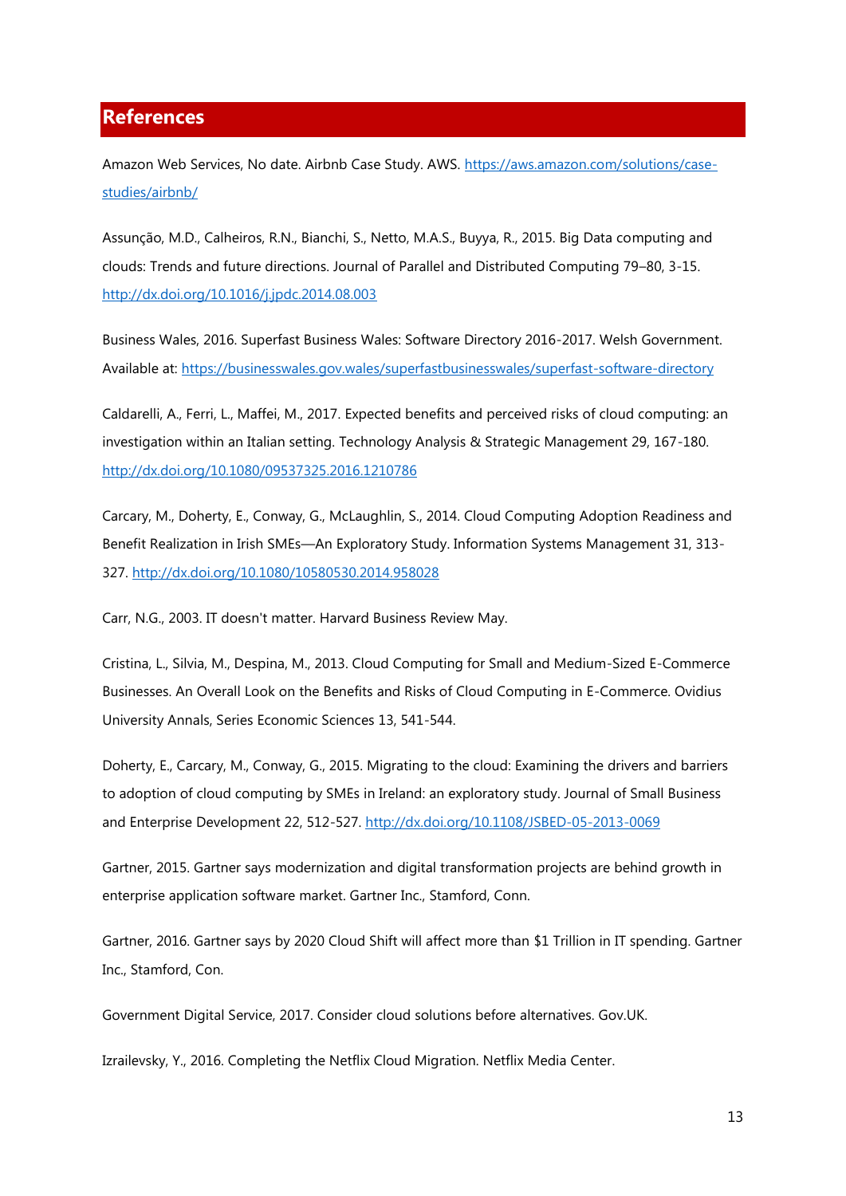## References

Amazon Web Services, No date. Airbnb Case Study. AWS. https://aws.amazon.com/solutions/case-studies/airbnb/

Assunção, M.D., Calheiros, R.N., Bianchi, S., Netto, M.A.S., Buyya, R., 2015. Big Data computing and clouds: Trends and future directions. Journal of Parallel and Distributed Computing 79–80, 3-15. http://dx.doi.org/10.1016/j.jpdc.2014.08.003

Business Wales, 2016. Superfast Business Wales: Software Directory 2016-2017. Welsh Government. Available at: https://businesswales.gov.wales/superfastbusinesswales/superfast-software-directory

Caldarelli, A., Ferri, L., Maffei, M., 2017. Expected benefits and perceived risks of cloud computing: an investigation within an Italian setting. Technology Analysis & Strategic Management 29, 167-180. http://dx.doi.org/10.1080/09537325.2016.1210786

Carcary, M., Doherty, E., Conway, G., McLaughlin, S., 2014. Cloud Computing Adoption Readiness and Benefit Realization in Irish SMEs—An Exploratory Study. Information Systems Management 31, 313-327. http://dx.doi.org/10.1080/10580530.2014.958028

Carr, N.G., 2003. IT doesn't matter. Harvard Business Review May.

Cristina, L., Silvia, M., Despina, M., 2013. Cloud Computing for Small and Medium-Sized E-Commerce Businesses. An Overall Look on the Benefits and Risks of Cloud Computing in E-Commerce. Ovidius University Annals, Series Economic Sciences 13, 541-544.

Doherty, E., Carcary, M., Conway, G., 2015. Migrating to the cloud: Examining the drivers and barriers to adoption of cloud computing by SMEs in Ireland: an exploratory study. Journal of Small Business and Enterprise Development 22, 512-527. http://dx.doi.org/10.1108/JSBED-05-2013-0069

Gartner, 2015. Gartner says modernization and digital transformation projects are behind growth in enterprise application software market. Gartner Inc., Stamford, Conn.

Gartner, 2016. Gartner says by 2020 Cloud Shift will affect more than $1 Trillion in IT spending. Gartner Inc., Stamford, Con.

Government Digital Service, 2017. Consider cloud solutions before alternatives. Gov.UK.

Izrailevsky, Y., 2016. Completing the Netflix Cloud Migration. Netflix Media Center.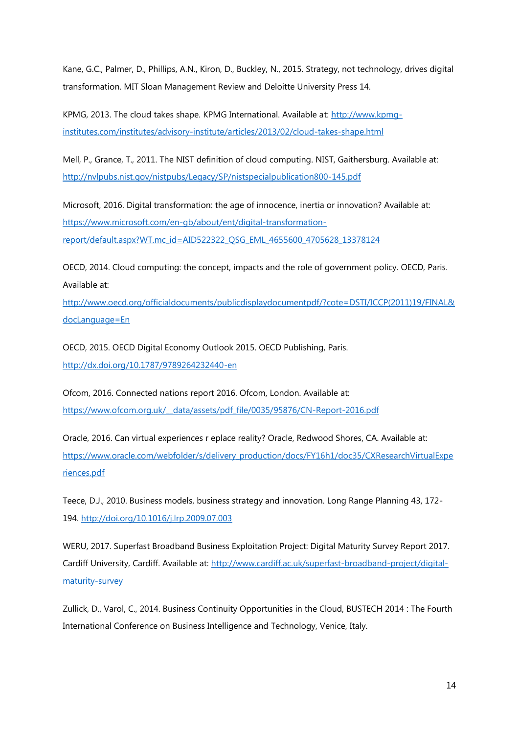Kane, G.C., Palmer, D., Phillips, A.N., Kiron, D., Buckley, N., 2015. Strategy, not technology, drives digital transformation. MIT Sloan Management Review and Deloitte University Press 14.

KPMG, 2013. The cloud takes shape. KPMG International. Available at: http://www.kpmg-institutes.com/institutes/advisory-institute/articles/2013/02/cloud-takes-shape.html

Mell, P., Grance, T., 2011. The NIST definition of cloud computing. NIST, Gaithersburg. Available at: http://nvlpubs.nist.gov/nistpubs/Legacy/SP/nistspecialpublication800-145.pdf

Microsoft, 2016. Digital transformation: the age of innocence, inertia or innovation? Available at: https://www.microsoft.com/en-gb/about/ent/digital-transformation-report/default.aspx?WT.mc_id=AID522322_QSG_EML_4655600_4705628_13378124

OECD, 2014. Cloud computing: the concept, impacts and the role of government policy. OECD, Paris. Available at: http://www.oecd.org/officialdocuments/publicdisplaydocumentpdf/?cote=DSTI/ICCP(2011)19/FINAL&docLanguage=En

OECD, 2015. OECD Digital Economy Outlook 2015. OECD Publishing, Paris. http://dx.doi.org/10.1787/9789264232440-en

Ofcom, 2016. Connected nations report 2016. Ofcom, London. Available at: https://www.ofcom.org.uk/__data/assets/pdf_file/0035/95876/CN-Report-2016.pdf

Oracle, 2016. Can virtual experiences r eplace reality? Oracle, Redwood Shores, CA. Available at: https://www.oracle.com/webfolder/s/delivery_production/docs/FY16h1/doc35/CXResearchVirtualExperiences.pdf

Teece, D.J., 2010. Business models, business strategy and innovation. Long Range Planning 43, 172-194. http://doi.org/10.1016/j.lrp.2009.07.003

WERU, 2017. Superfast Broadband Business Exploitation Project: Digital Maturity Survey Report 2017. Cardiff University, Cardiff. Available at: http://www.cardiff.ac.uk/superfast-broadband-project/digital-maturity-survey

Zullick, D., Varol, C., 2014. Business Continuity Opportunities in the Cloud, BUSTECH 2014 : The Fourth International Conference on Business Intelligence and Technology, Venice, Italy.